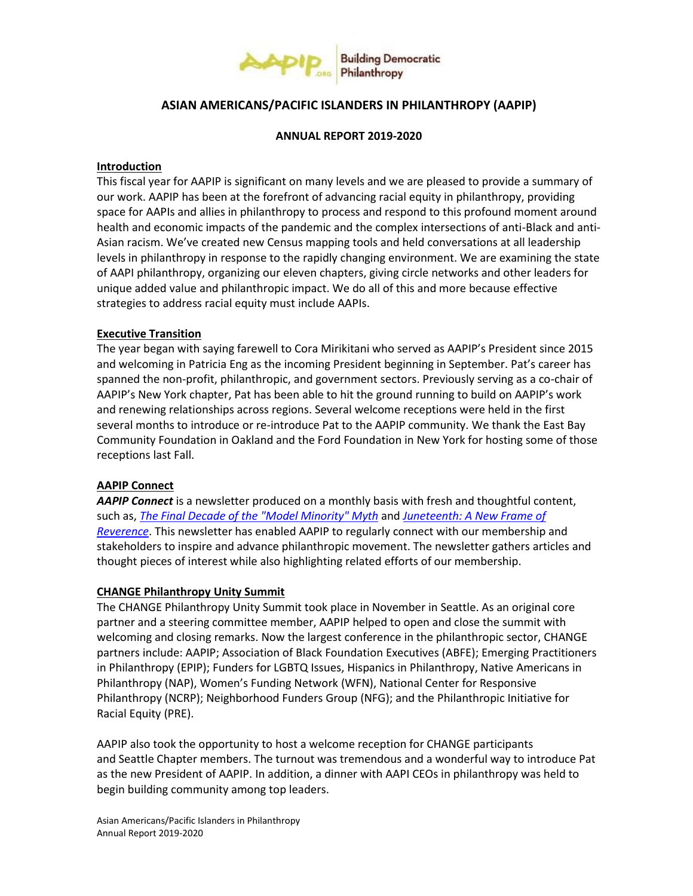# ASIAN AMERICANS/PACIFIC ISLANDERS IN PHILANTHROPY (AAPIP)

## ANNUAL REPORT 2019-2020

### Introduction

This fiscal year for AAPIP is significant on many levels and we are pleased to provide a summary of our work. AAPIP has been at the forefront of advancing racial equity in philanthropy, providing space for AAPIs and allies in philanthropy to process and respond to this profound moment around health and economic impacts of the pandemic and the complex intersections of anti-Black and anti-Asian racism. We've created new Census mapping tools and held conversations at all leadership levels in philanthropy in response to the rapidly changing environment. We are examining the state of AAPI philanthropy, organizing our eleven chapters, giving circle networks and other leaders for unique added value and philanthropic impact. We do all of this and more because effective strategies to address racial equity must include AAPIs.

### Executive Transition

The year began with saying farewell to Cora Mirikitani who served as AAPIP's President since 2015 and welcoming in Patricia Eng as the incoming President beginning in September. Pat's career has spanned the non-profit, philanthropic, and government sectors. Previously serving as a co-chair of AAPIP's New York chapter, Pat has been able to hit the ground running to build on AAPIP's work and renewing relationships across regions. Several welcome receptions were held in the first several months to introduce or re-introduce Pat to the AAPIP community. We thank the East Bay Community Foundation in Oakland and the Ford Foundation in New York for hosting some of those receptions last Fall.

### AAPIP Connect

***AAPIP Connect*** is a newsletter produced on a monthly basis with fresh and thoughtful content, such as, *The Final Decade of the "Model Minority" Myth* and *Juneteenth: A New Frame of Reverence*. This newsletter has enabled AAPIP to regularly connect with our membership and stakeholders to inspire and advance philanthropic movement. The newsletter gathers articles and thought pieces of interest while also highlighting related efforts of our membership.

### CHANGE Philanthropy Unity Summit

The CHANGE Philanthropy Unity Summit took place in November in Seattle. As an original core partner and a steering committee member, AAPIP helped to open and close the summit with welcoming and closing remarks. Now the largest conference in the philanthropic sector, CHANGE partners include: AAPIP; Association of Black Foundation Executives (ABFE); Emerging Practitioners in Philanthropy (EPIP); Funders for LGBTQ Issues, Hispanics in Philanthropy, Native Americans in Philanthropy (NAP), Women's Funding Network (WFN), National Center for Responsive Philanthropy (NCRP); Neighborhood Funders Group (NFG); and the Philanthropic Initiative for Racial Equity (PRE).

AAPIP also took the opportunity to host a welcome reception for CHANGE participants and Seattle Chapter members. The turnout was tremendous and a wonderful way to introduce Pat as the new President of AAPIP. In addition, a dinner with AAPI CEOs in philanthropy was held to begin building community among top leaders.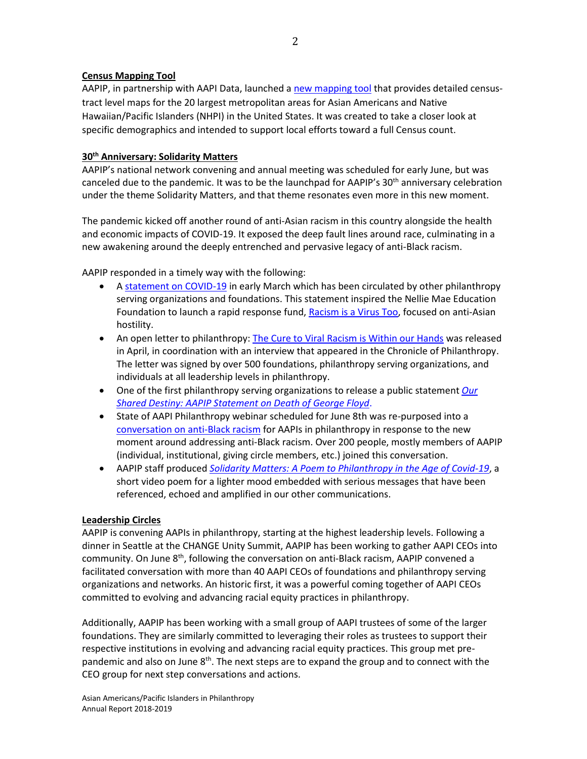## Census Mapping Tool

AAPIP, in partnership with AAPI Data, launched a new mapping tool that provides detailed census-tract level maps for the 20 largest metropolitan areas for Asian Americans and Native Hawaiian/Pacific Islanders (NHPI) in the United States. It was created to take a closer look at specific demographics and intended to support local efforts toward a full Census count.

## 30th Anniversary: Solidarity Matters

AAPIP's national network convening and annual meeting was scheduled for early June, but was canceled due to the pandemic. It was to be the launchpad for AAPIP's 30th anniversary celebration under the theme Solidarity Matters, and that theme resonates even more in this new moment.

The pandemic kicked off another round of anti-Asian racism in this country alongside the health and economic impacts of COVID-19. It exposed the deep fault lines around race, culminating in a new awakening around the deeply entrenched and pervasive legacy of anti-Black racism.

AAPIP responded in a timely way with the following:

- A statement on COVID-19 in early March which has been circulated by other philanthropy serving organizations and foundations. This statement inspired the Nellie Mae Education Foundation to launch a rapid response fund, Racism is a Virus Too, focused on anti-Asian hostility.
- An open letter to philanthropy: The Cure to Viral Racism is Within our Hands was released in April, in coordination with an interview that appeared in the Chronicle of Philanthropy. The letter was signed by over 500 foundations, philanthropy serving organizations, and individuals at all leadership levels in philanthropy.
- One of the first philanthropy serving organizations to release a public statement *Our Shared Destiny: AAPIP Statement on Death of George Floyd*.
- State of AAPI Philanthropy webinar scheduled for June 8th was re-purposed into a conversation on anti-Black racism for AAPIs in philanthropy in response to the new moment around addressing anti-Black racism. Over 200 people, mostly members of AAPIP (individual, institutional, giving circle members, etc.) joined this conversation.
- AAPIP staff produced *Solidarity Matters: A Poem to Philanthropy in the Age of Covid-19*, a short video poem for a lighter mood embedded with serious messages that have been referenced, echoed and amplified in our other communications.

## Leadership Circles

AAPIP is convening AAPIs in philanthropy, starting at the highest leadership levels. Following a dinner in Seattle at the CHANGE Unity Summit, AAPIP has been working to gather AAPI CEOs into community. On June 8th, following the conversation on anti-Black racism, AAPIP convened a facilitated conversation with more than 40 AAPI CEOs of foundations and philanthropy serving organizations and networks. An historic first, it was a powerful coming together of AAPI CEOs committed to evolving and advancing racial equity practices in philanthropy.

Additionally, AAPIP has been working with a small group of AAPI trustees of some of the larger foundations. They are similarly committed to leveraging their roles as trustees to support their respective institutions in evolving and advancing racial equity practices. This group met pre-pandemic and also on June 8th. The next steps are to expand the group and to connect with the CEO group for next step conversations and actions.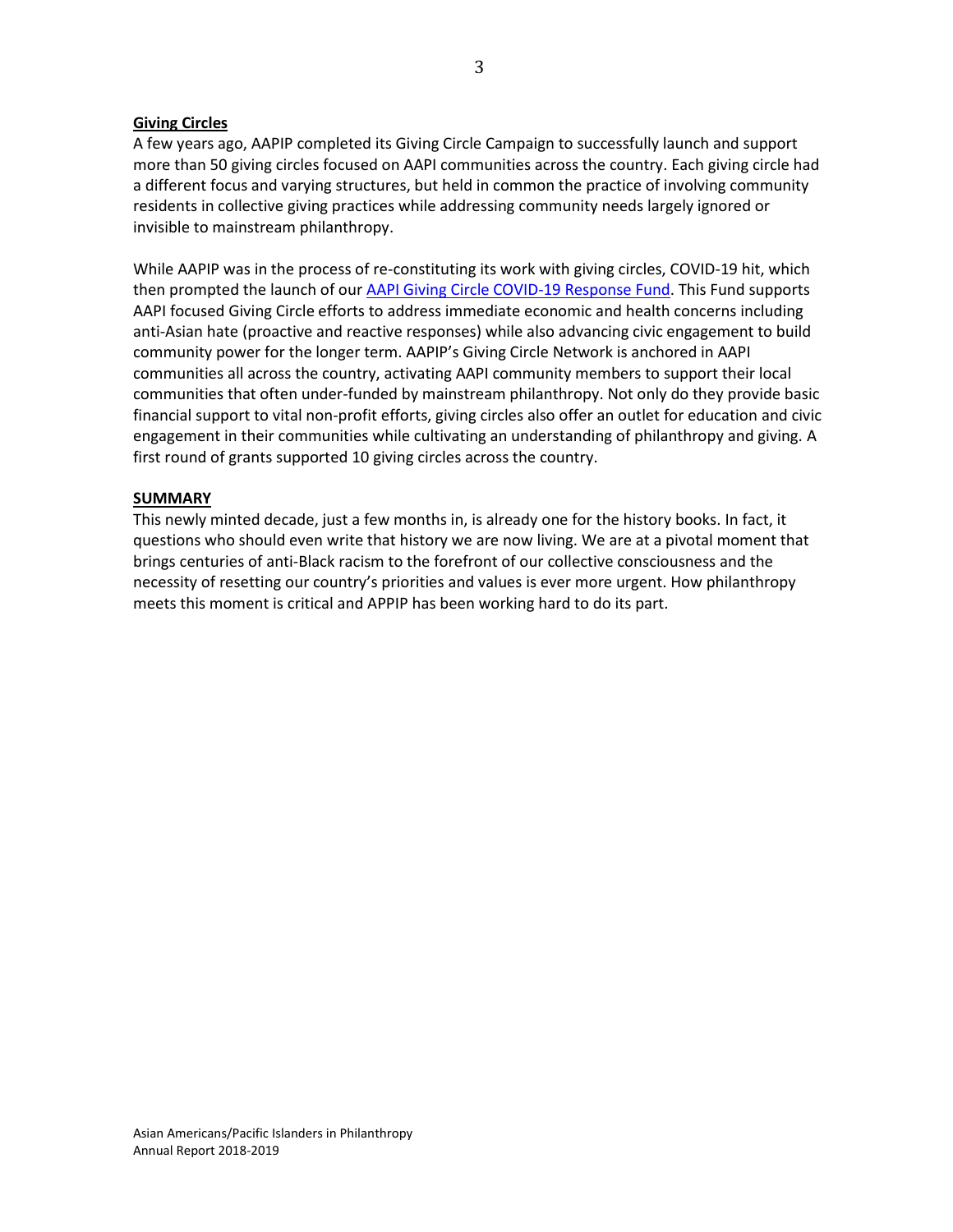## Giving Circles

A few years ago, AAPIP completed its Giving Circle Campaign to successfully launch and support more than 50 giving circles focused on AAPI communities across the country. Each giving circle had a different focus and varying structures, but held in common the practice of involving community residents in collective giving practices while addressing community needs largely ignored or invisible to mainstream philanthropy.

While AAPIP was in the process of re-constituting its work with giving circles, COVID-19 hit, which then prompted the launch of our AAPI Giving Circle COVID-19 Response Fund. This Fund supports AAPI focused Giving Circle efforts to address immediate economic and health concerns including anti-Asian hate (proactive and reactive responses) while also advancing civic engagement to build community power for the longer term. AAPIP's Giving Circle Network is anchored in AAPI communities all across the country, activating AAPI community members to support their local communities that often under-funded by mainstream philanthropy. Not only do they provide basic financial support to vital non-profit efforts, giving circles also offer an outlet for education and civic engagement in their communities while cultivating an understanding of philanthropy and giving. A first round of grants supported 10 giving circles across the country.

## SUMMARY

This newly minted decade, just a few months in, is already one for the history books. In fact, it questions who should even write that history we are now living. We are at a pivotal moment that brings centuries of anti-Black racism to the forefront of our collective consciousness and the necessity of resetting our country's priorities and values is ever more urgent. How philanthropy meets this moment is critical and APPIP has been working hard to do its part.